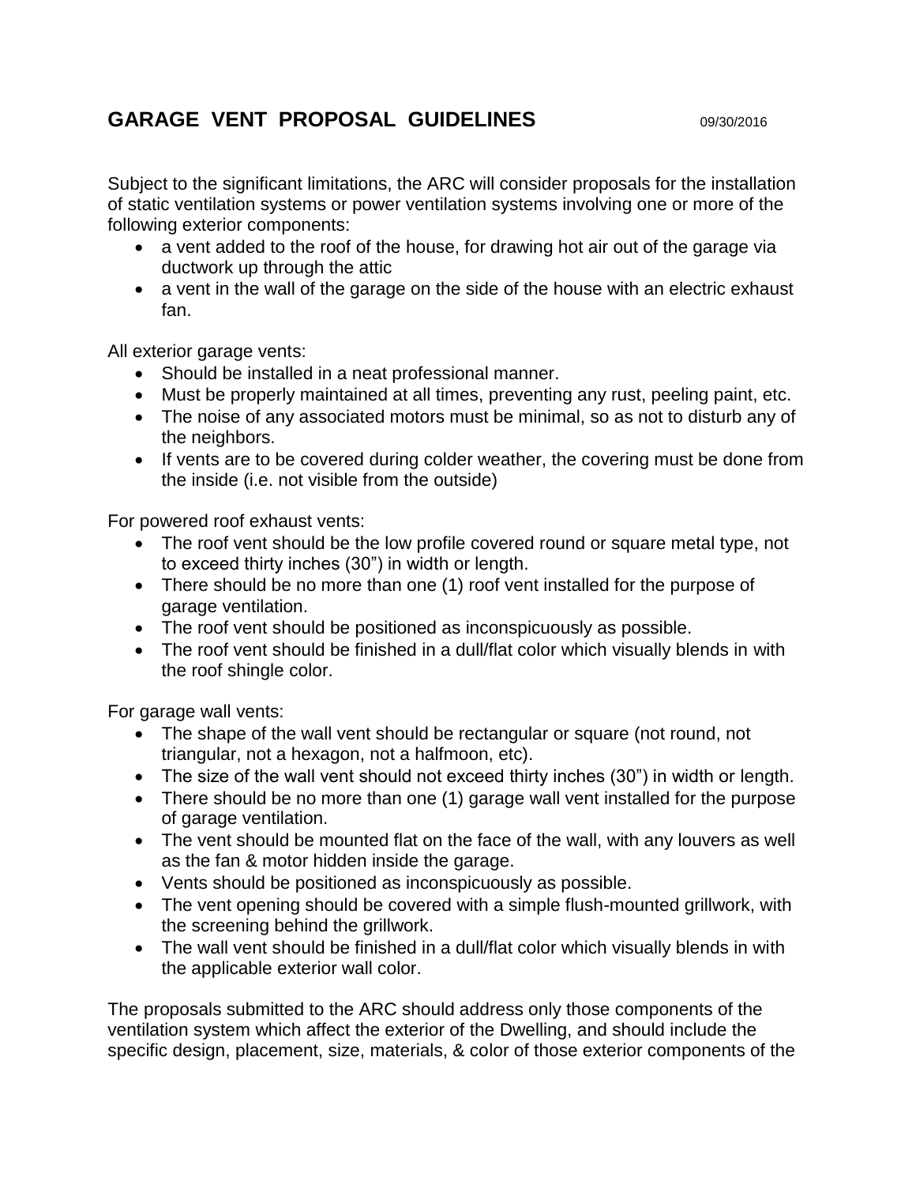# GARAGE VENT PROPOSAL GUIDELINES

09/30/2016

Subject to the significant limitations, the ARC will consider proposals for the installation of static ventilation systems or power ventilation systems involving one or more of the following exterior components:

- a vent added to the roof of the house, for drawing hot air out of the garage via ductwork up through the attic
- a vent in the wall of the garage on the side of the house with an electric exhaust fan.

All exterior garage vents:

- Should be installed in a neat professional manner.
- Must be properly maintained at all times, preventing any rust, peeling paint, etc.
- The noise of any associated motors must be minimal, so as not to disturb any of the neighbors.
- If vents are to be covered during colder weather, the covering must be done from the inside (i.e. not visible from the outside)

For powered roof exhaust vents:

- The roof vent should be the low profile covered round or square metal type, not to exceed thirty inches (30") in width or length.
- There should be no more than one (1) roof vent installed for the purpose of garage ventilation.
- The roof vent should be positioned as inconspicuously as possible.
- The roof vent should be finished in a dull/flat color which visually blends in with the roof shingle color.

For garage wall vents:

- The shape of the wall vent should be rectangular or square (not round, not triangular, not a hexagon, not a halfmoon, etc).
- The size of the wall vent should not exceed thirty inches (30") in width or length.
- There should be no more than one (1) garage wall vent installed for the purpose of garage ventilation.
- The vent should be mounted flat on the face of the wall, with any louvers as well as the fan & motor hidden inside the garage.
- Vents should be positioned as inconspicuously as possible.
- The vent opening should be covered with a simple flush-mounted grillwork, with the screening behind the grillwork.
- The wall vent should be finished in a dull/flat color which visually blends in with the applicable exterior wall color.

The proposals submitted to the ARC should address only those components of the ventilation system which affect the exterior of the Dwelling, and should include the specific design, placement, size, materials, & color of those exterior components of the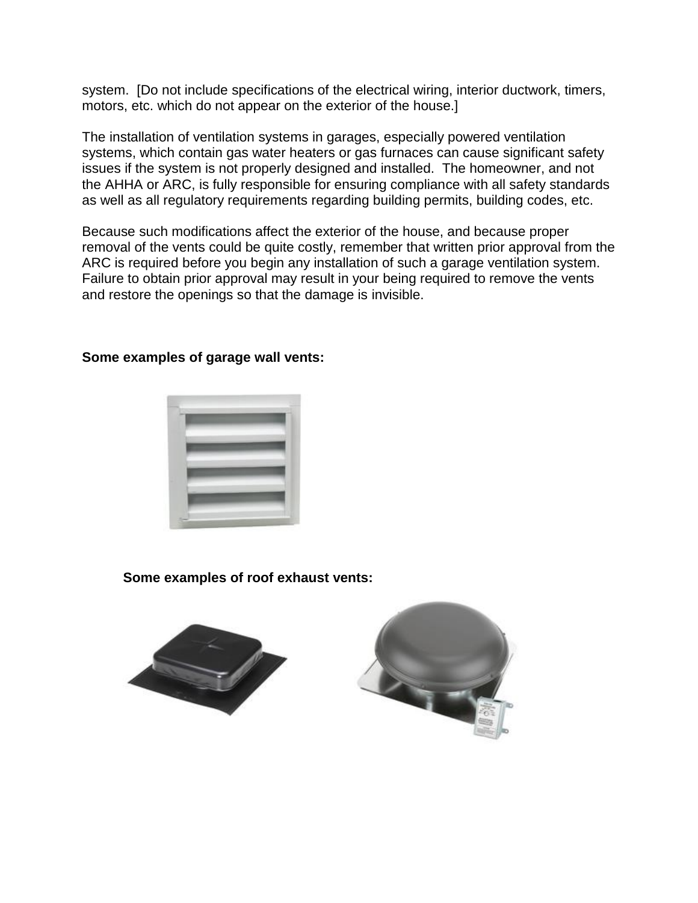system. [Do not include specifications of the electrical wiring, interior ductwork, timers, motors, etc. which do not appear on the exterior of the house.]

The installation of ventilation systems in garages, especially powered ventilation systems, which contain gas water heaters or gas furnaces can cause significant safety issues if the system is not properly designed and installed. The homeowner, and not the AHHA or ARC, is fully responsible for ensuring compliance with all safety standards as well as all regulatory requirements regarding building permits, building codes, etc.

Because such modifications affect the exterior of the house, and because proper removal of the vents could be quite costly, remember that written prior approval from the ARC is required before you begin any installation of such a garage ventilation system. Failure to obtain prior approval may result in your being required to remove the vents and restore the openings so that the damage is invisible.

**Some examples of garage wall vents:**

**Some examples of roof exhaust vents:**